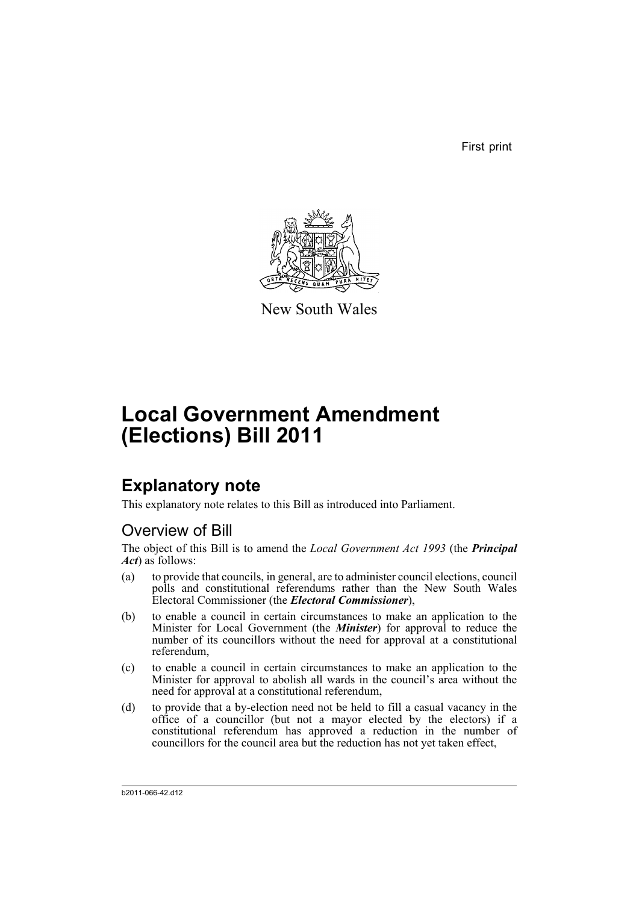First print

New South Wales

# Local Government Amendment (Elections) Bill 2011

## Explanatory note

This explanatory note relates to this Bill as introduced into Parliament.

### Overview of Bill

The object of this Bill is to amend the *Local Government Act 1993* (the ***Principal Act***) as follows:

(a) to provide that councils, in general, are to administer council elections, council polls and constitutional referendums rather than the New South Wales Electoral Commissioner (the ***Electoral Commissioner***),

(b) to enable a council in certain circumstances to make an application to the Minister for Local Government (the ***Minister***) for approval to reduce the number of its councillors without the need for approval at a constitutional referendum,

(c) to enable a council in certain circumstances to make an application to the Minister for approval to abolish all wards in the council's area without the need for approval at a constitutional referendum,

(d) to provide that a by-election need not be held to fill a casual vacancy in the office of a councillor (but not a mayor elected by the electors) if a constitutional referendum has approved a reduction in the number of councillors for the council area but the reduction has not yet taken effect,

b2011-066-42.d12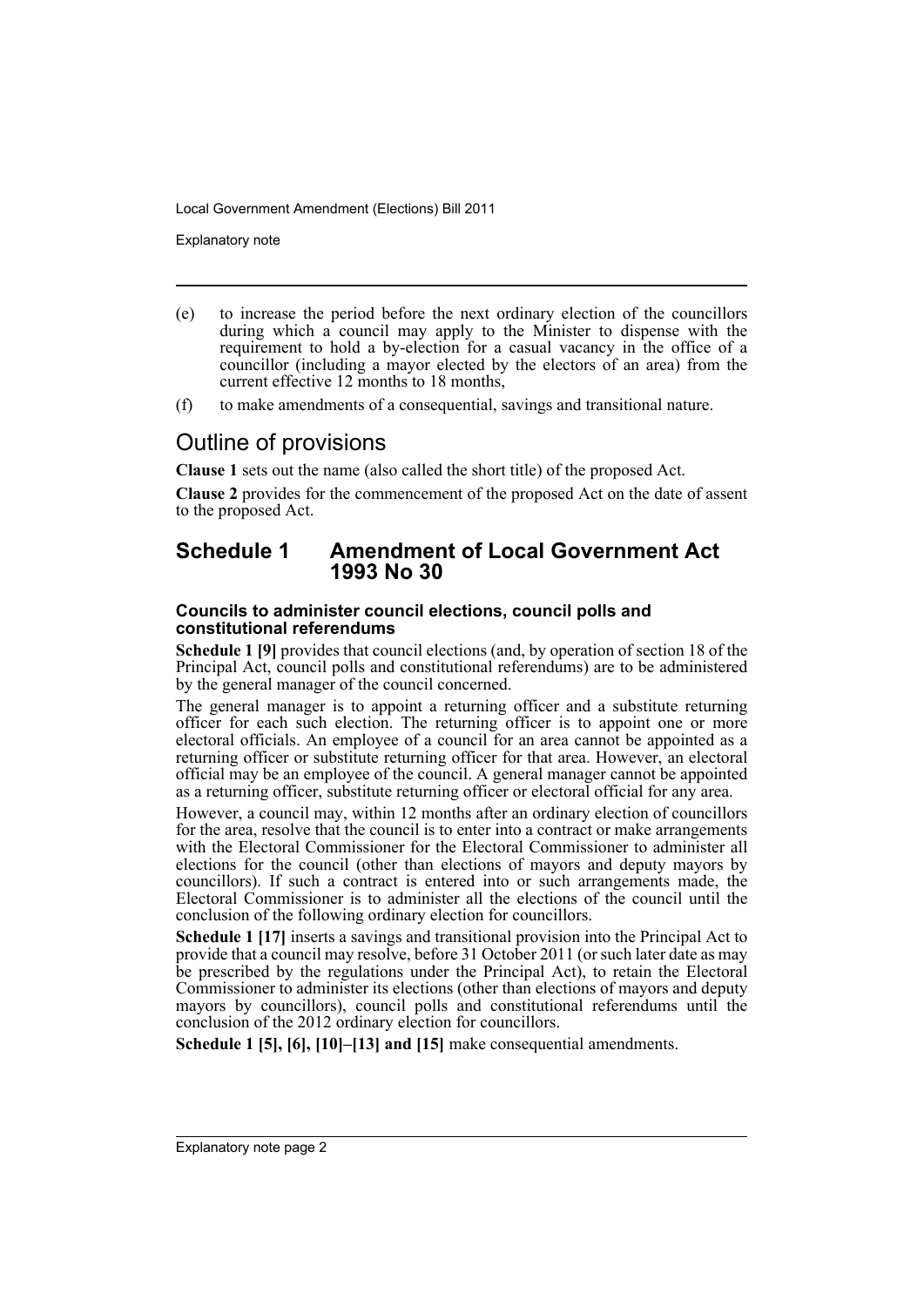(e) to increase the period before the next ordinary election of the councillors during which a council may apply to the Minister to dispense with the requirement to hold a by-election for a casual vacancy in the office of a councillor (including a mayor elected by the electors of an area) from the current effective 12 months to 18 months,

(f) to make amendments of a consequential, savings and transitional nature.

## Outline of provisions

**Clause 1** sets out the name (also called the short title) of the proposed Act.

**Clause 2** provides for the commencement of the proposed Act on the date of assent to the proposed Act.

## Schedule 1 Amendment of Local Government Act 1993 No 30

### Councils to administer council elections, council polls and constitutional referendums

**Schedule 1 [9]** provides that council elections (and, by operation of section 18 of the Principal Act, council polls and constitutional referendums) are to be administered by the general manager of the council concerned.

The general manager is to appoint a returning officer and a substitute returning officer for each such election. The returning officer is to appoint one or more electoral officials. An employee of a council for an area cannot be appointed as a returning officer or substitute returning officer for that area. However, an electoral official may be an employee of the council. A general manager cannot be appointed as a returning officer, substitute returning officer or electoral official for any area.

However, a council may, within 12 months after an ordinary election of councillors for the area, resolve that the council is to enter into a contract or make arrangements with the Electoral Commissioner for the Electoral Commissioner to administer all elections for the council (other than elections of mayors and deputy mayors by councillors). If such a contract is entered into or such arrangements made, the Electoral Commissioner is to administer all the elections of the council until the conclusion of the following ordinary election for councillors.

**Schedule 1 [17]** inserts a savings and transitional provision into the Principal Act to provide that a council may resolve, before 31 October 2011 (or such later date as may be prescribed by the regulations under the Principal Act), to retain the Electoral Commissioner to administer its elections (other than elections of mayors and deputy mayors by councillors), council polls and constitutional referendums until the conclusion of the 2012 ordinary election for councillors.

**Schedule 1 [5], [6], [10]–[13] and [15]** make consequential amendments.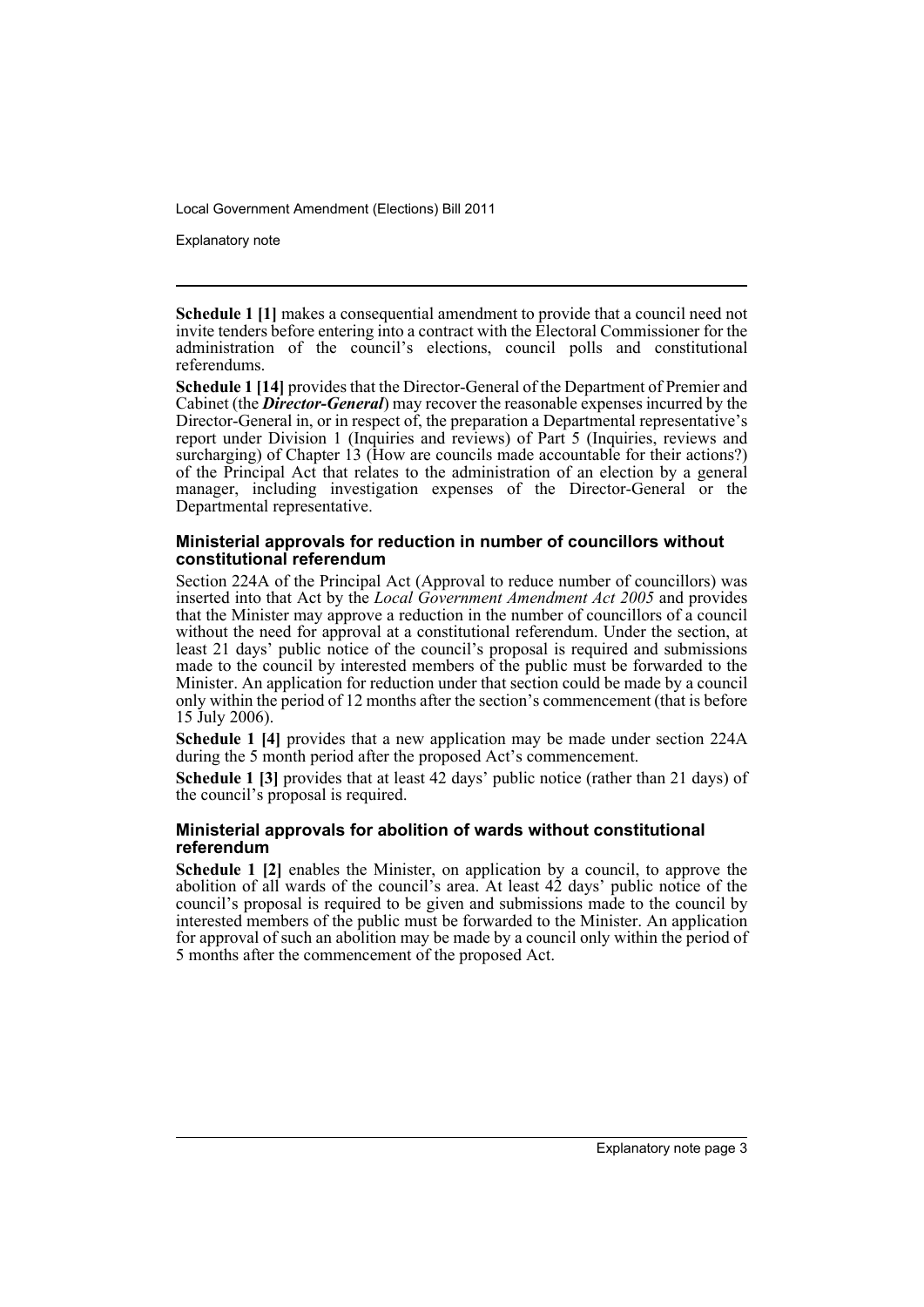**Schedule 1 [1]** makes a consequential amendment to provide that a council need not invite tenders before entering into a contract with the Electoral Commissioner for the administration of the council's elections, council polls and constitutional referendums.

**Schedule 1 [14]** provides that the Director-General of the Department of Premier and Cabinet (the ***Director-General***) may recover the reasonable expenses incurred by the Director-General in, or in respect of, the preparation a Departmental representative's report under Division 1 (Inquiries and reviews) of Part 5 (Inquiries, reviews and surcharging) of Chapter 13 (How are councils made accountable for their actions?) of the Principal Act that relates to the administration of an election by a general manager, including investigation expenses of the Director-General or the Departmental representative.

### Ministerial approvals for reduction in number of councillors without constitutional referendum

Section 224A of the Principal Act (Approval to reduce number of councillors) was inserted into that Act by the *Local Government Amendment Act 2005* and provides that the Minister may approve a reduction in the number of councillors of a council without the need for approval at a constitutional referendum. Under the section, at least 21 days' public notice of the council's proposal is required and submissions made to the council by interested members of the public must be forwarded to the Minister. An application for reduction under that section could be made by a council only within the period of 12 months after the section's commencement (that is before 15 July 2006).

**Schedule 1 [4]** provides that a new application may be made under section 224A during the 5 month period after the proposed Act's commencement.

**Schedule 1 [3]** provides that at least 42 days' public notice (rather than 21 days) of the council's proposal is required.

### Ministerial approvals for abolition of wards without constitutional referendum

**Schedule 1 [2]** enables the Minister, on application by a council, to approve the abolition of all wards of the council's area. At least 42 days' public notice of the council's proposal is required to be given and submissions made to the council by interested members of the public must be forwarded to the Minister. An application for approval of such an abolition may be made by a council only within the period of 5 months after the commencement of the proposed Act.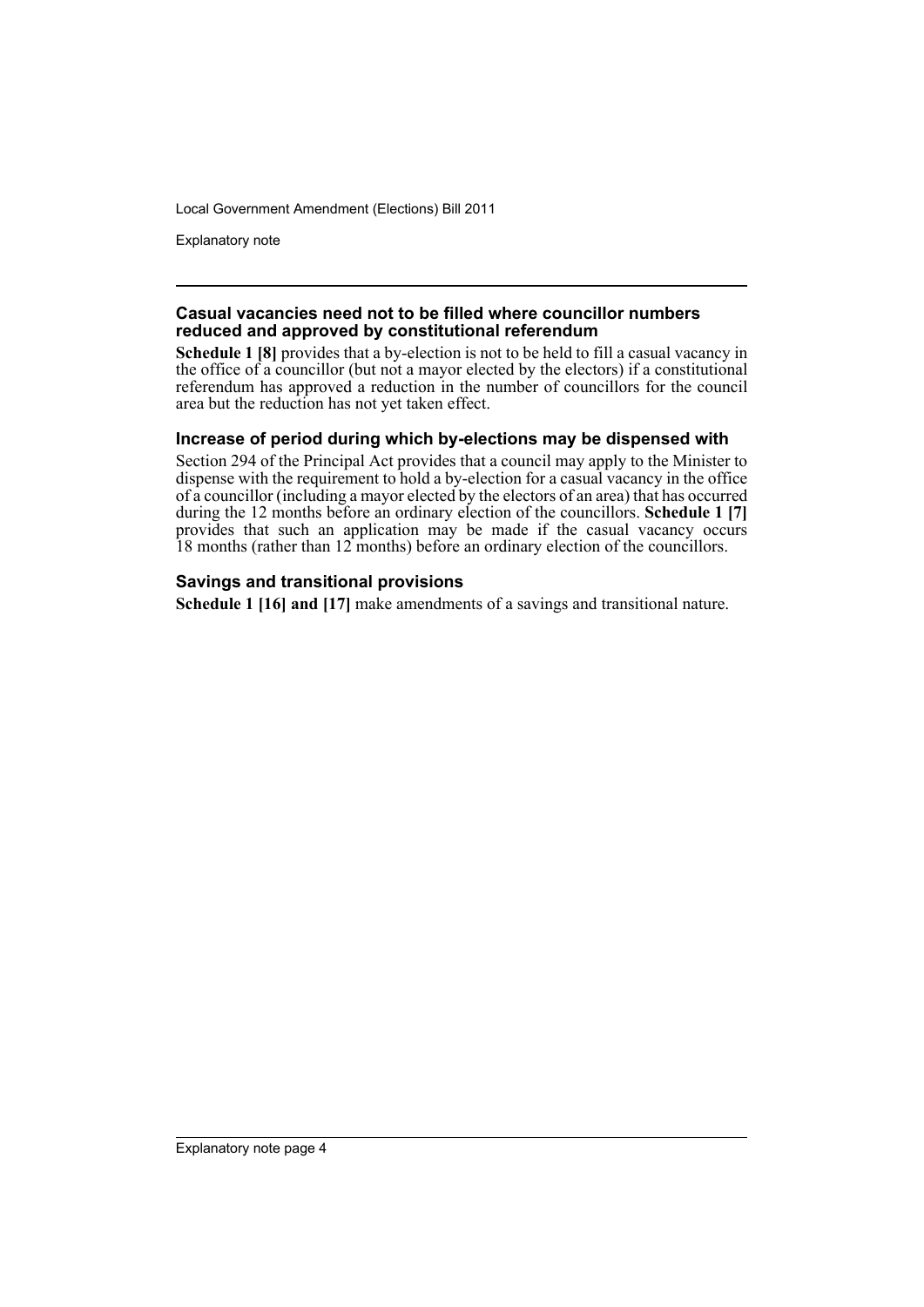### Casual vacancies need not to be filled where councillor numbers reduced and approved by constitutional referendum

**Schedule 1 [8]** provides that a by-election is not to be held to fill a casual vacancy in the office of a councillor (but not a mayor elected by the electors) if a constitutional referendum has approved a reduction in the number of councillors for the council area but the reduction has not yet taken effect.

### Increase of period during which by-elections may be dispensed with

Section 294 of the Principal Act provides that a council may apply to the Minister to dispense with the requirement to hold a by-election for a casual vacancy in the office of a councillor (including a mayor elected by the electors of an area) that has occurred during the 12 months before an ordinary election of the councillors. **Schedule 1 [7]** provides that such an application may be made if the casual vacancy occurs 18 months (rather than 12 months) before an ordinary election of the councillors.

### Savings and transitional provisions

**Schedule 1 [16] and [17]** make amendments of a savings and transitional nature.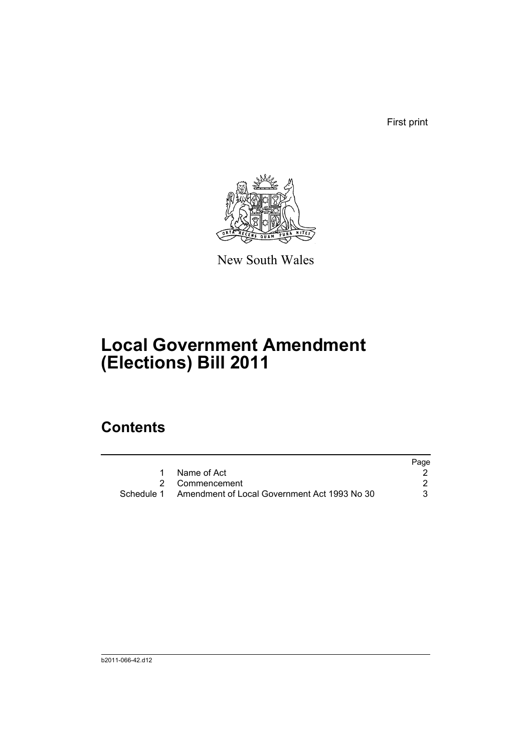First print

New South Wales

# Local Government Amendment (Elections) Bill 2011

## Contents

| | | Page |
|---|---|---|
| 1 | Name of Act | 2 |
| 2 | Commencement | 2 |
| Schedule 1 | Amendment of Local Government Act 1993 No 30 | 3 |

b2011-066-42.d12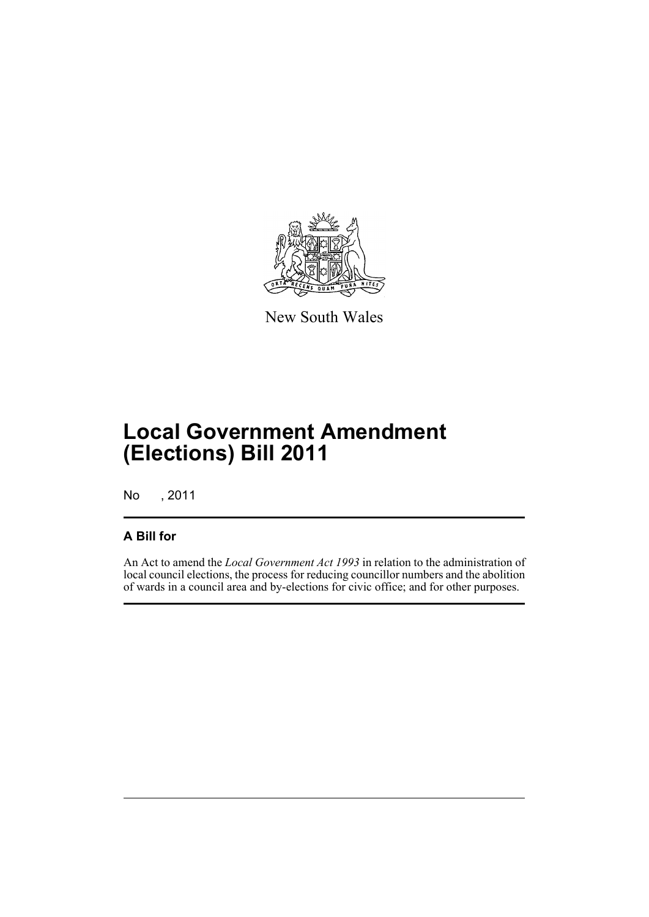New South Wales

# Local Government Amendment (Elections) Bill 2011

No , 2011

## A Bill for

An Act to amend the *Local Government Act 1993* in relation to the administration of local council elections, the process for reducing councillor numbers and the abolition of wards in a council area and by-elections for civic office; and for other purposes.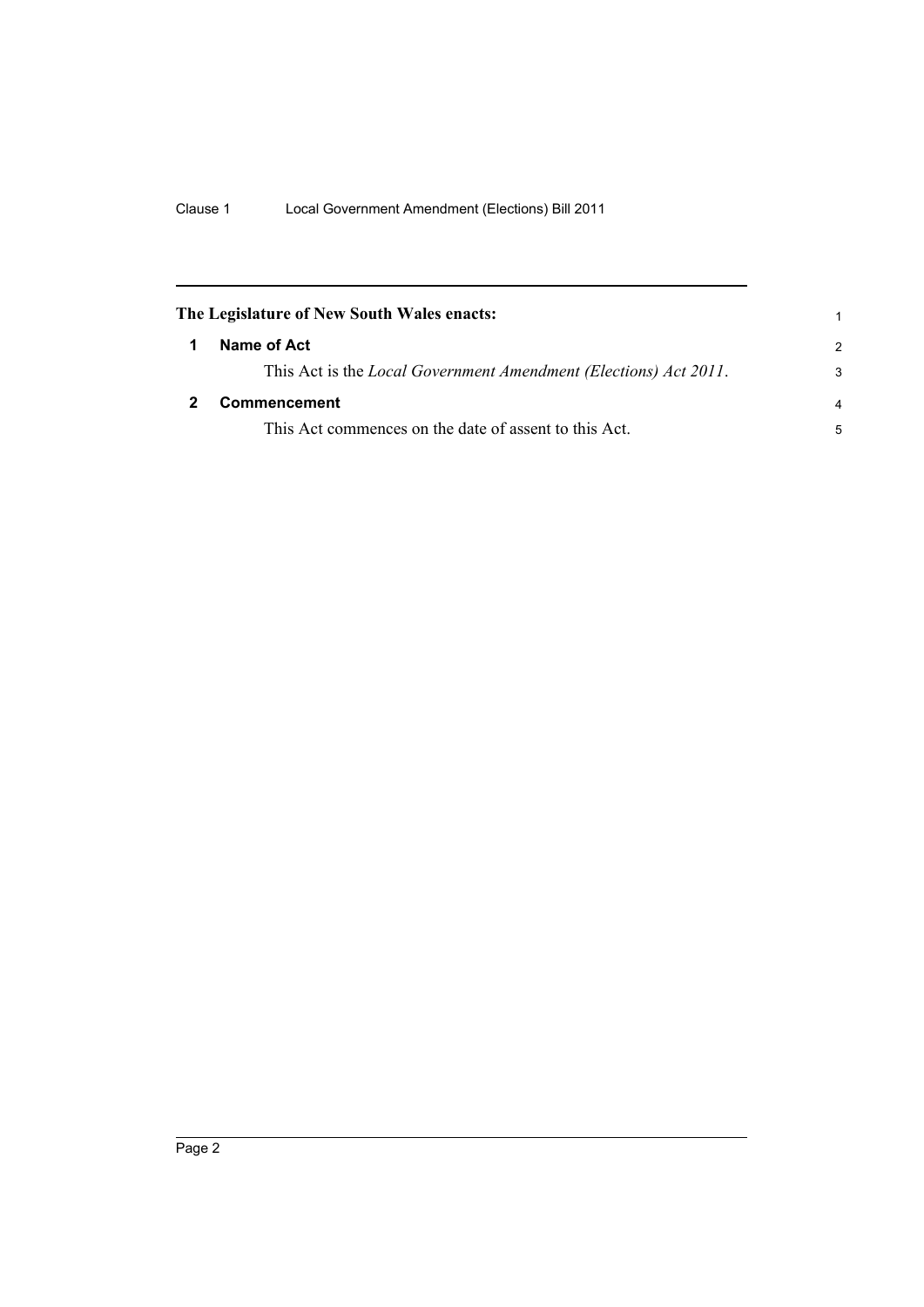**The Legislature of New South Wales enacts:**

## 1 Name of Act

This Act is the *Local Government Amendment (Elections) Act 2011*.

## 2 Commencement

This Act commences on the date of assent to this Act.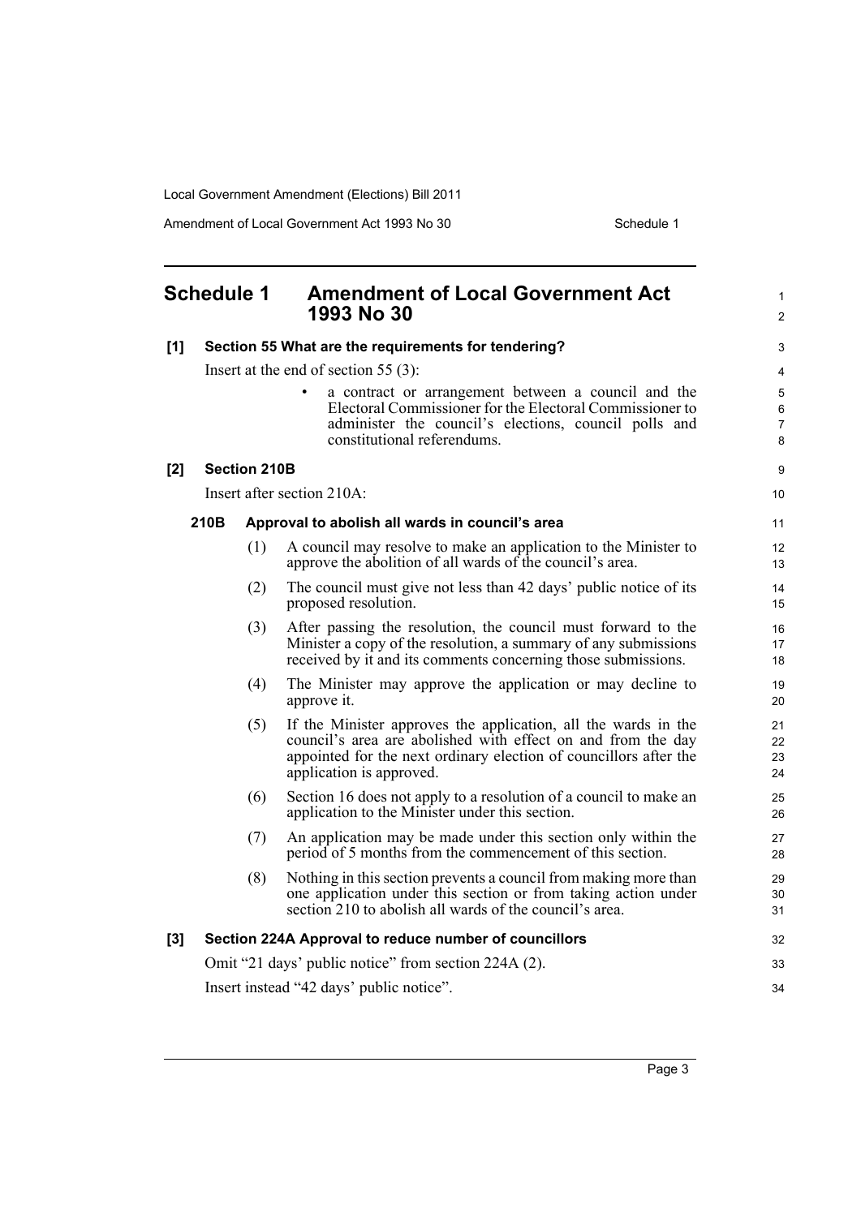## Schedule 1 Amendment of Local Government Act 1993 No 30

**[1] Section 55 What are the requirements for tendering?**

Insert at the end of section 55 (3):

- a contract or arrangement between a council and the Electoral Commissioner for the Electoral Commissioner to administer the council's elections, council polls and constitutional referendums.

**[2] Section 210B**

Insert after section 210A:

**210B Approval to abolish all wards in council's area**

(1) A council may resolve to make an application to the Minister to approve the abolition of all wards of the council's area.

(2) The council must give not less than 42 days' public notice of its proposed resolution.

(3) After passing the resolution, the council must forward to the Minister a copy of the resolution, a summary of any submissions received by it and its comments concerning those submissions.

(4) The Minister may approve the application or may decline to approve it.

(5) If the Minister approves the application, all the wards in the council's area are abolished with effect on and from the day appointed for the next ordinary election of councillors after the application is approved.

(6) Section 16 does not apply to a resolution of a council to make an application to the Minister under this section.

(7) An application may be made under this section only within the period of 5 months from the commencement of this section.

(8) Nothing in this section prevents a council from making more than one application under this section or from taking action under section 210 to abolish all wards of the council's area.

**[3] Section 224A Approval to reduce number of councillors**

Omit "21 days' public notice" from section 224A (2).

Insert instead "42 days' public notice".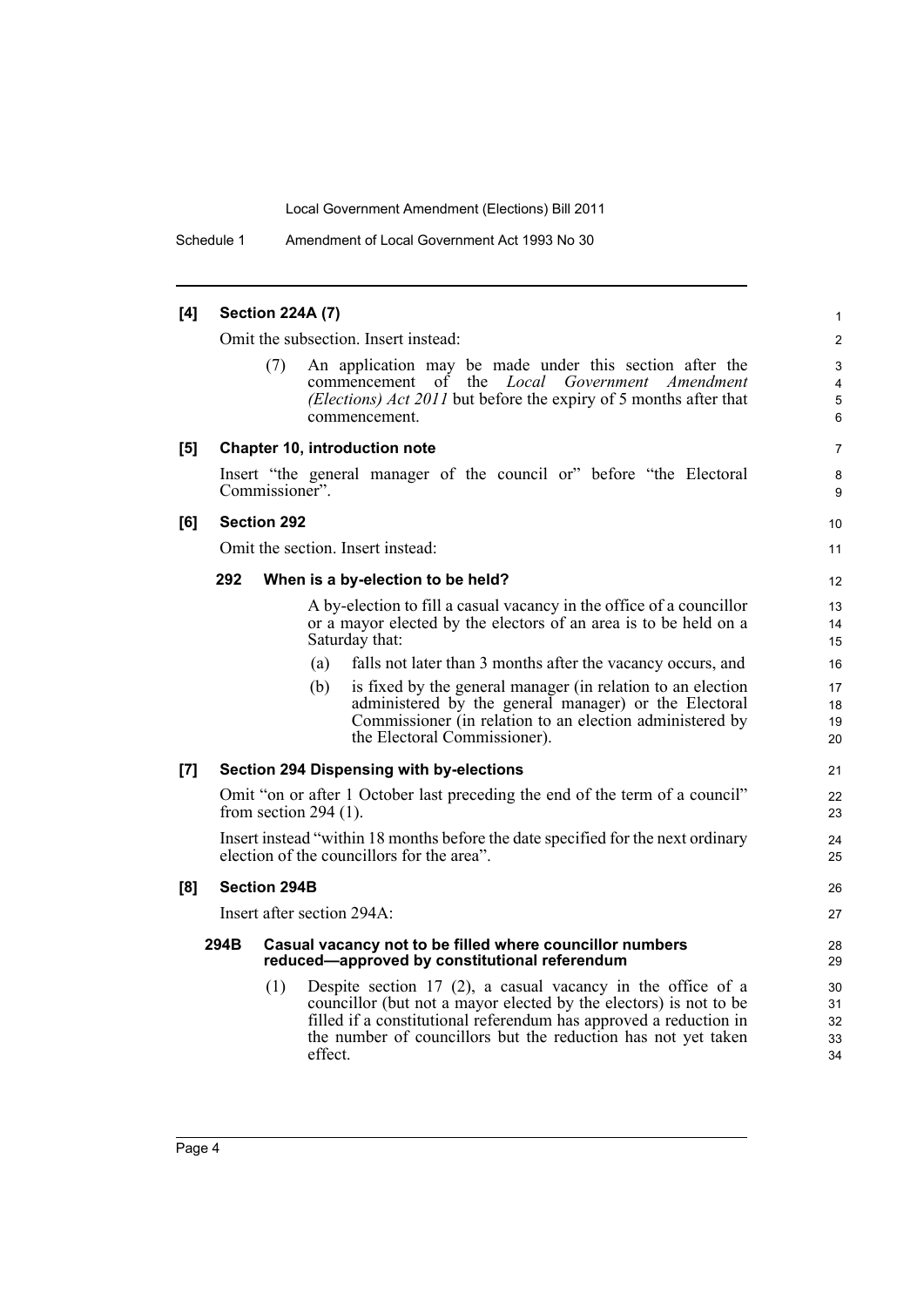**[4] Section 224A (7)**

Omit the subsection. Insert instead:

(7) An application may be made under this section after the commencement of the *Local Government Amendment (Elections) Act 2011* but before the expiry of 5 months after that commencement.

**[5] Chapter 10, introduction note**

Insert "the general manager of the council or" before "the Electoral Commissioner".

**[6] Section 292**

Omit the section. Insert instead:

**292 When is a by-election to be held?**

A by-election to fill a casual vacancy in the office of a councillor or a mayor elected by the electors of an area is to be held on a Saturday that:

(a) falls not later than 3 months after the vacancy occurs, and

(b) is fixed by the general manager (in relation to an election administered by the general manager) or the Electoral Commissioner (in relation to an election administered by the Electoral Commissioner).

**[7] Section 294 Dispensing with by-elections**

Omit "on or after 1 October last preceding the end of the term of a council" from section 294 (1).

Insert instead "within 18 months before the date specified for the next ordinary election of the councillors for the area".

**[8] Section 294B**

Insert after section 294A:

**294B Casual vacancy not to be filled where councillor numbers reduced—approved by constitutional referendum**

(1) Despite section 17 (2), a casual vacancy in the office of a councillor (but not a mayor elected by the electors) is not to be filled if a constitutional referendum has approved a reduction in the number of councillors but the reduction has not yet taken effect.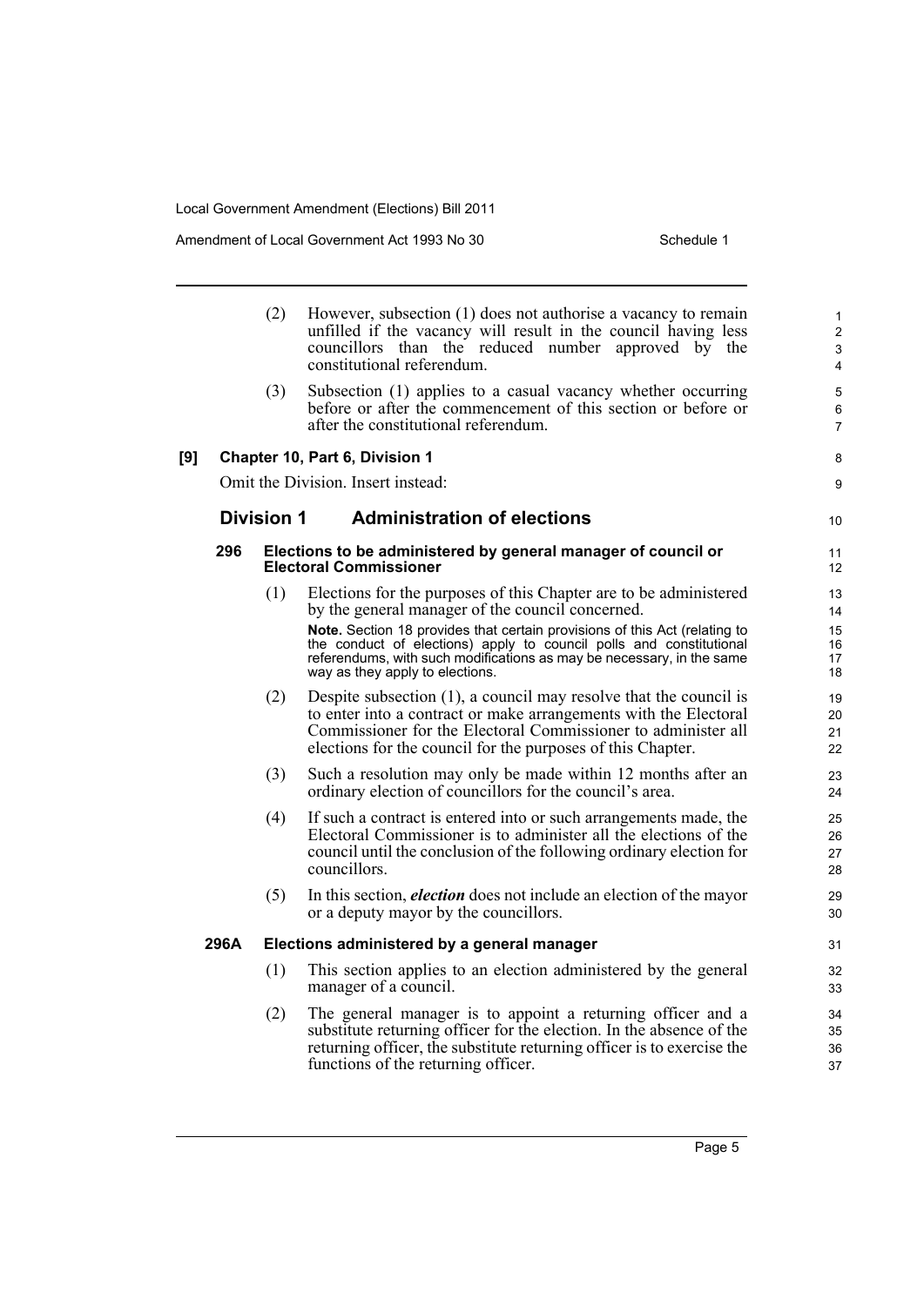(2) However, subsection (1) does not authorise a vacancy to remain unfilled if the vacancy will result in the council having less councillors than the reduced number approved by the constitutional referendum.

(3) Subsection (1) applies to a casual vacancy whether occurring before or after the commencement of this section or before or after the constitutional referendum.

**[9] Chapter 10, Part 6, Division 1**

Omit the Division. Insert instead:

## Division 1 Administration of elections

### 296 Elections to be administered by general manager of council or Electoral Commissioner

(1) Elections for the purposes of this Chapter are to be administered by the general manager of the council concerned.

**Note.** Section 18 provides that certain provisions of this Act (relating to the conduct of elections) apply to council polls and constitutional referendums, with such modifications as may be necessary, in the same way as they apply to elections.

(2) Despite subsection (1), a council may resolve that the council is to enter into a contract or make arrangements with the Electoral Commissioner for the Electoral Commissioner to administer all elections for the council for the purposes of this Chapter.

(3) Such a resolution may only be made within 12 months after an ordinary election of councillors for the council's area.

(4) If such a contract is entered into or such arrangements made, the Electoral Commissioner is to administer all the elections of the council until the conclusion of the following ordinary election for councillors.

(5) In this section, ***election*** does not include an election of the mayor or a deputy mayor by the councillors.

### 296A Elections administered by a general manager

(1) This section applies to an election administered by the general manager of a council.

(2) The general manager is to appoint a returning officer and a substitute returning officer for the election. In the absence of the returning officer, the substitute returning officer is to exercise the functions of the returning officer.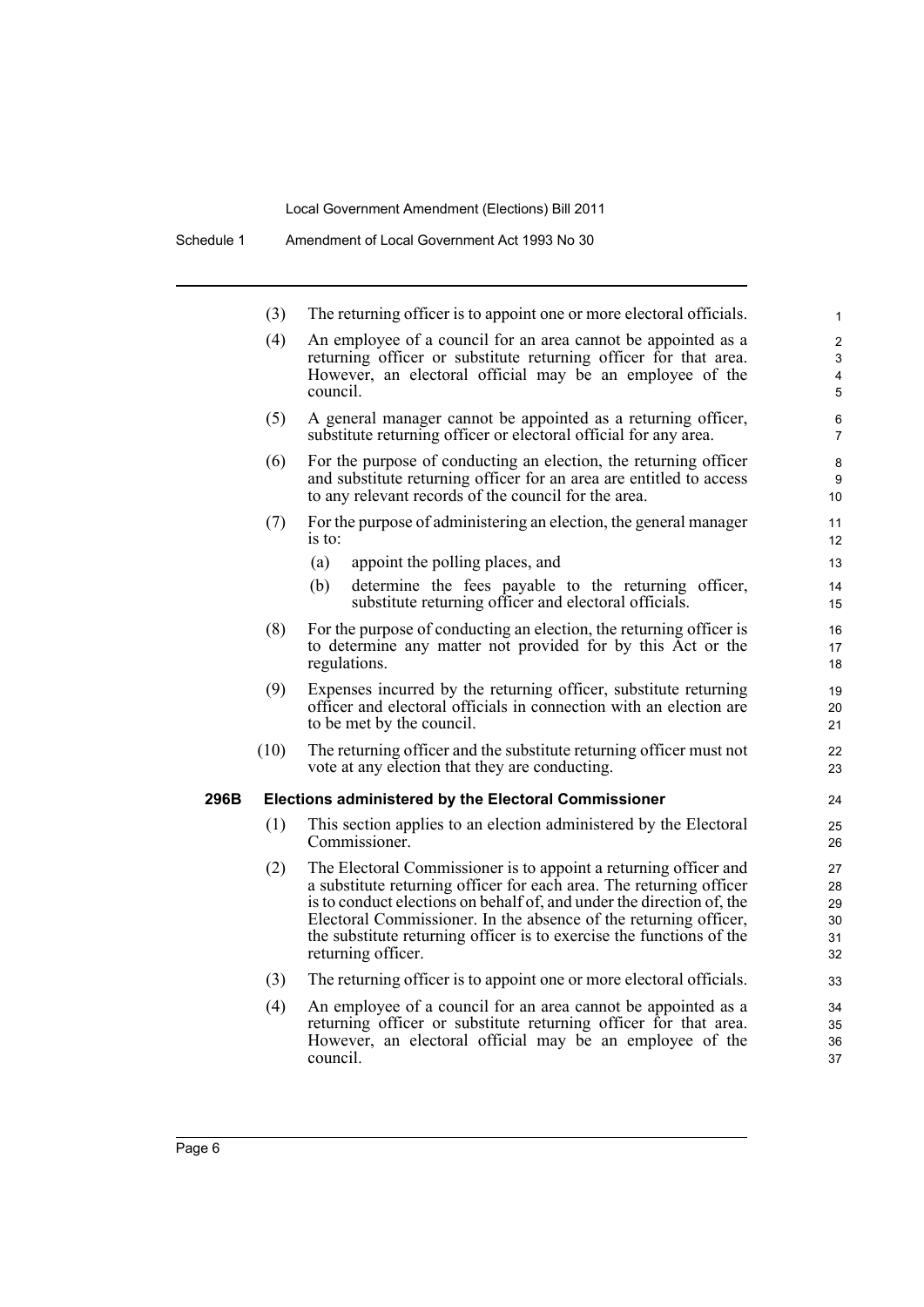(3) The returning officer is to appoint one or more electoral officials.

(4) An employee of a council for an area cannot be appointed as a returning officer or substitute returning officer for that area. However, an electoral official may be an employee of the council.

(5) A general manager cannot be appointed as a returning officer, substitute returning officer or electoral official for any area.

(6) For the purpose of conducting an election, the returning officer and substitute returning officer for an area are entitled to access to any relevant records of the council for the area.

(7) For the purpose of administering an election, the general manager is to:

- (a) appoint the polling places, and
- (b) determine the fees payable to the returning officer, substitute returning officer and electoral officials.

(8) For the purpose of conducting an election, the returning officer is to determine any matter not provided for by this Act or the regulations.

(9) Expenses incurred by the returning officer, substitute returning officer and electoral officials in connection with an election are to be met by the council.

(10) The returning officer and the substitute returning officer must not vote at any election that they are conducting.

**296B Elections administered by the Electoral Commissioner**

(1) This section applies to an election administered by the Electoral Commissioner.

(2) The Electoral Commissioner is to appoint a returning officer and a substitute returning officer for each area. The returning officer is to conduct elections on behalf of, and under the direction of, the Electoral Commissioner. In the absence of the returning officer, the substitute returning officer is to exercise the functions of the returning officer.

(3) The returning officer is to appoint one or more electoral officials.

(4) An employee of a council for an area cannot be appointed as a returning officer or substitute returning officer for that area. However, an electoral official may be an employee of the council.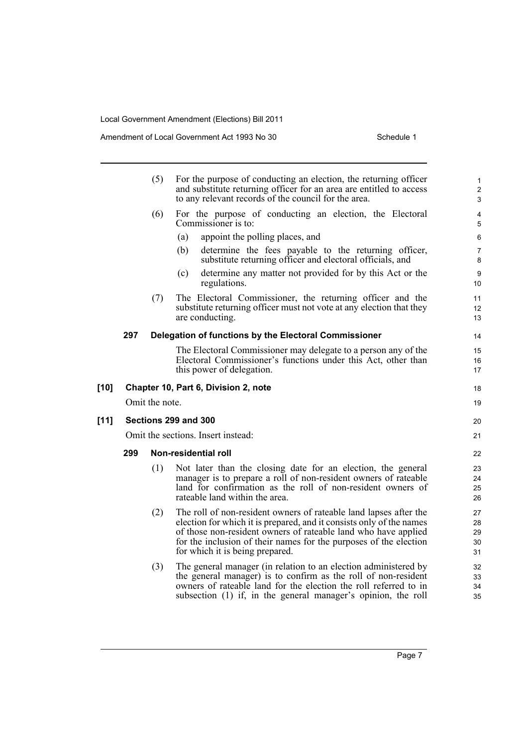(5) For the purpose of conducting an election, the returning officer and substitute returning officer for an area are entitled to access to any relevant records of the council for the area.

(6) For the purpose of conducting an election, the Electoral Commissioner is to:

(a) appoint the polling places, and

(b) determine the fees payable to the returning officer, substitute returning officer and electoral officials, and

(c) determine any matter not provided for by this Act or the regulations.

(7) The Electoral Commissioner, the returning officer and the substitute returning officer must not vote at any election that they are conducting.

**297 Delegation of functions by the Electoral Commissioner**

The Electoral Commissioner may delegate to a person any of the Electoral Commissioner's functions under this Act, other than this power of delegation.

**[10] Chapter 10, Part 6, Division 2, note**

Omit the note.

**[11] Sections 299 and 300**

Omit the sections. Insert instead:

**299 Non-residential roll**

(1) Not later than the closing date for an election, the general manager is to prepare a roll of non-resident owners of rateable land for confirmation as the roll of non-resident owners of rateable land within the area.

(2) The roll of non-resident owners of rateable land lapses after the election for which it is prepared, and it consists only of the names of those non-resident owners of rateable land who have applied for the inclusion of their names for the purposes of the election for which it is being prepared.

(3) The general manager (in relation to an election administered by the general manager) is to confirm as the roll of non-resident owners of rateable land for the election the roll referred to in subsection (1) if, in the general manager's opinion, the roll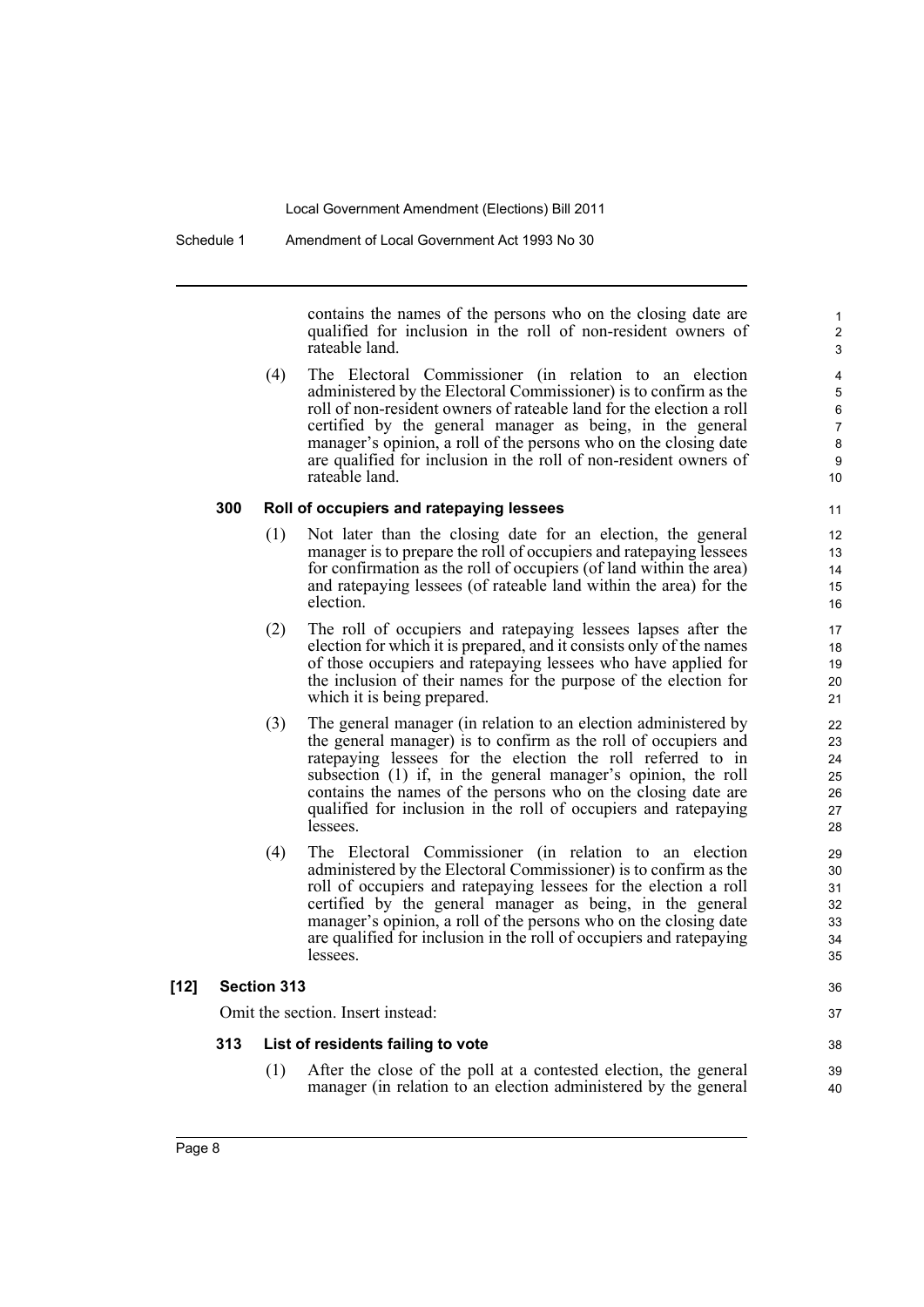contains the names of the persons who on the closing date are qualified for inclusion in the roll of non-resident owners of rateable land.

(4) The Electoral Commissioner (in relation to an election administered by the Electoral Commissioner) is to confirm as the roll of non-resident owners of rateable land for the election a roll certified by the general manager as being, in the general manager's opinion, a roll of the persons who on the closing date are qualified for inclusion in the roll of non-resident owners of rateable land.

**300 Roll of occupiers and ratepaying lessees**

(1) Not later than the closing date for an election, the general manager is to prepare the roll of occupiers and ratepaying lessees for confirmation as the roll of occupiers (of land within the area) and ratepaying lessees (of rateable land within the area) for the election.

(2) The roll of occupiers and ratepaying lessees lapses after the election for which it is prepared, and it consists only of the names of those occupiers and ratepaying lessees who have applied for the inclusion of their names for the purpose of the election for which it is being prepared.

(3) The general manager (in relation to an election administered by the general manager) is to confirm as the roll of occupiers and ratepaying lessees for the election the roll referred to in subsection (1) if, in the general manager's opinion, the roll contains the names of the persons who on the closing date are qualified for inclusion in the roll of occupiers and ratepaying lessees.

(4) The Electoral Commissioner (in relation to an election administered by the Electoral Commissioner) is to confirm as the roll of occupiers and ratepaying lessees for the election a roll certified by the general manager as being, in the general manager's opinion, a roll of the persons who on the closing date are qualified for inclusion in the roll of occupiers and ratepaying lessees.

**[12] Section 313**

Omit the section. Insert instead:

**313 List of residents failing to vote**

(1) After the close of the poll at a contested election, the general manager (in relation to an election administered by the general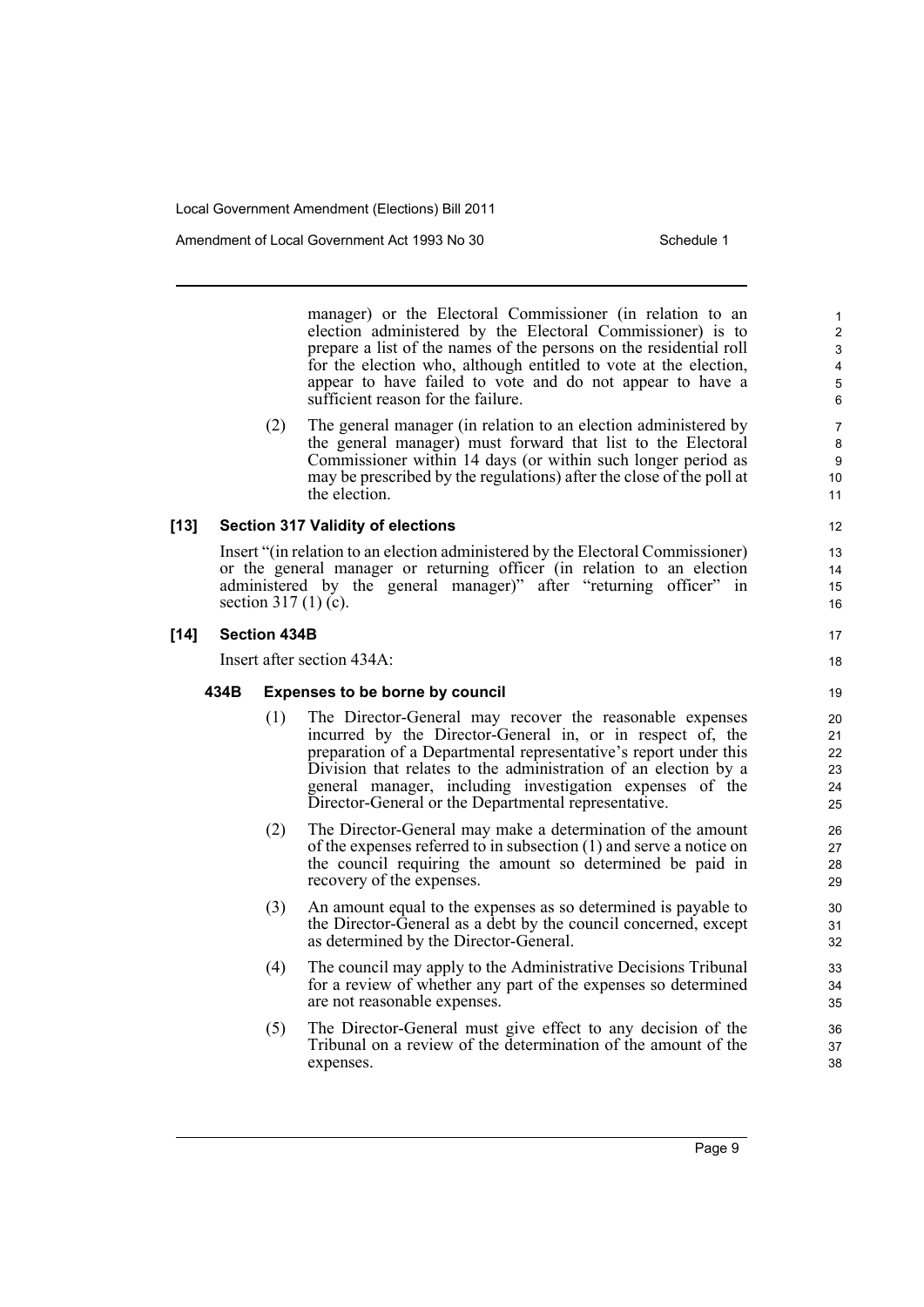manager) or the Electoral Commissioner (in relation to an election administered by the Electoral Commissioner) is to prepare a list of the names of the persons on the residential roll for the election who, although entitled to vote at the election, appear to have failed to vote and do not appear to have a sufficient reason for the failure.

(2) The general manager (in relation to an election administered by the general manager) must forward that list to the Electoral Commissioner within 14 days (or within such longer period as may be prescribed by the regulations) after the close of the poll at the election.

**[13] Section 317 Validity of elections**

Insert "(in relation to an election administered by the Electoral Commissioner) or the general manager or returning officer (in relation to an election administered by the general manager)" after "returning officer" in section 317 (1) (c).

**[14] Section 434B**

Insert after section 434A:

**434B Expenses to be borne by council**

(1) The Director-General may recover the reasonable expenses incurred by the Director-General in, or in respect of, the preparation of a Departmental representative's report under this Division that relates to the administration of an election by a general manager, including investigation expenses of the Director-General or the Departmental representative.

(2) The Director-General may make a determination of the amount of the expenses referred to in subsection (1) and serve a notice on the council requiring the amount so determined be paid in recovery of the expenses.

(3) An amount equal to the expenses as so determined is payable to the Director-General as a debt by the council concerned, except as determined by the Director-General.

(4) The council may apply to the Administrative Decisions Tribunal for a review of whether any part of the expenses so determined are not reasonable expenses.

(5) The Director-General must give effect to any decision of the Tribunal on a review of the determination of the amount of the expenses.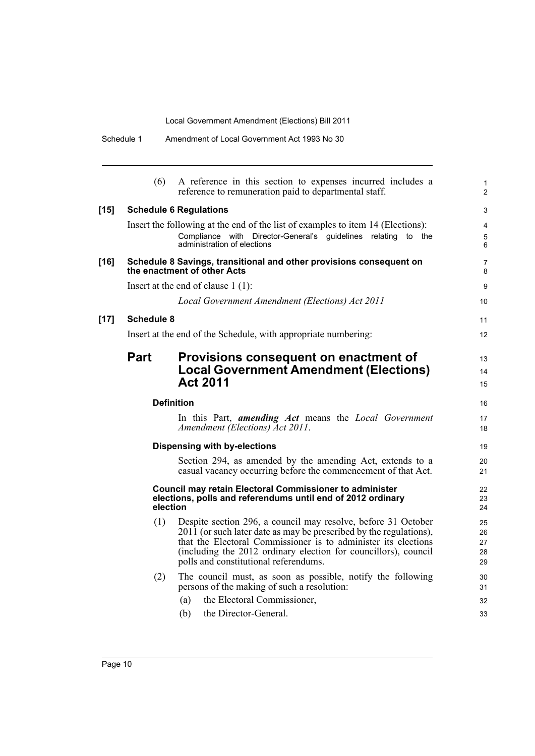(6) A reference in this section to expenses incurred includes a reference to remuneration paid to departmental staff.

**[15] Schedule 6 Regulations**

Insert the following at the end of the list of examples to item 14 (Elections):

Compliance with Director-General's guidelines relating to the administration of elections

**[16] Schedule 8 Savings, transitional and other provisions consequent on the enactment of other Acts**

Insert at the end of clause 1 (1):

*Local Government Amendment (Elections) Act 2011*

**[17] Schedule 8**

Insert at the end of the Schedule, with appropriate numbering:

## Part Provisions consequent on enactment of Local Government Amendment (Elections) Act 2011

**Definition**

In this Part, ***amending Act*** means the *Local Government Amendment (Elections) Act 2011*.

**Dispensing with by-elections**

Section 294, as amended by the amending Act, extends to a casual vacancy occurring before the commencement of that Act.

**Council may retain Electoral Commissioner to administer elections, polls and referendums until end of 2012 ordinary election**

(1) Despite section 296, a council may resolve, before 31 October 2011 (or such later date as may be prescribed by the regulations), that the Electoral Commissioner is to administer its elections (including the 2012 ordinary election for councillors), council polls and constitutional referendums.

(2) The council must, as soon as possible, notify the following persons of the making of such a resolution:

- (a) the Electoral Commissioner,
- (b) the Director-General.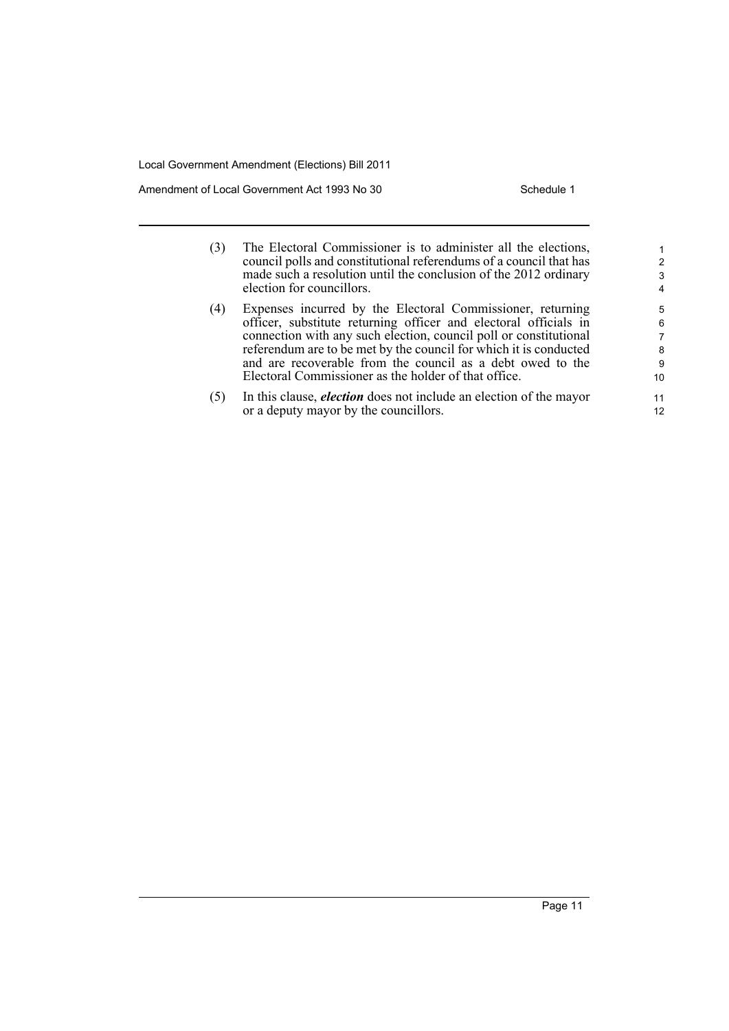(3) The Electoral Commissioner is to administer all the elections, council polls and constitutional referendums of a council that has made such a resolution until the conclusion of the 2012 ordinary election for councillors.

(4) Expenses incurred by the Electoral Commissioner, returning officer, substitute returning officer and electoral officials in connection with any such election, council poll or constitutional referendum are to be met by the council for which it is conducted and are recoverable from the council as a debt owed to the Electoral Commissioner as the holder of that office.

(5) In this clause, ***election*** does not include an election of the mayor or a deputy mayor by the councillors.